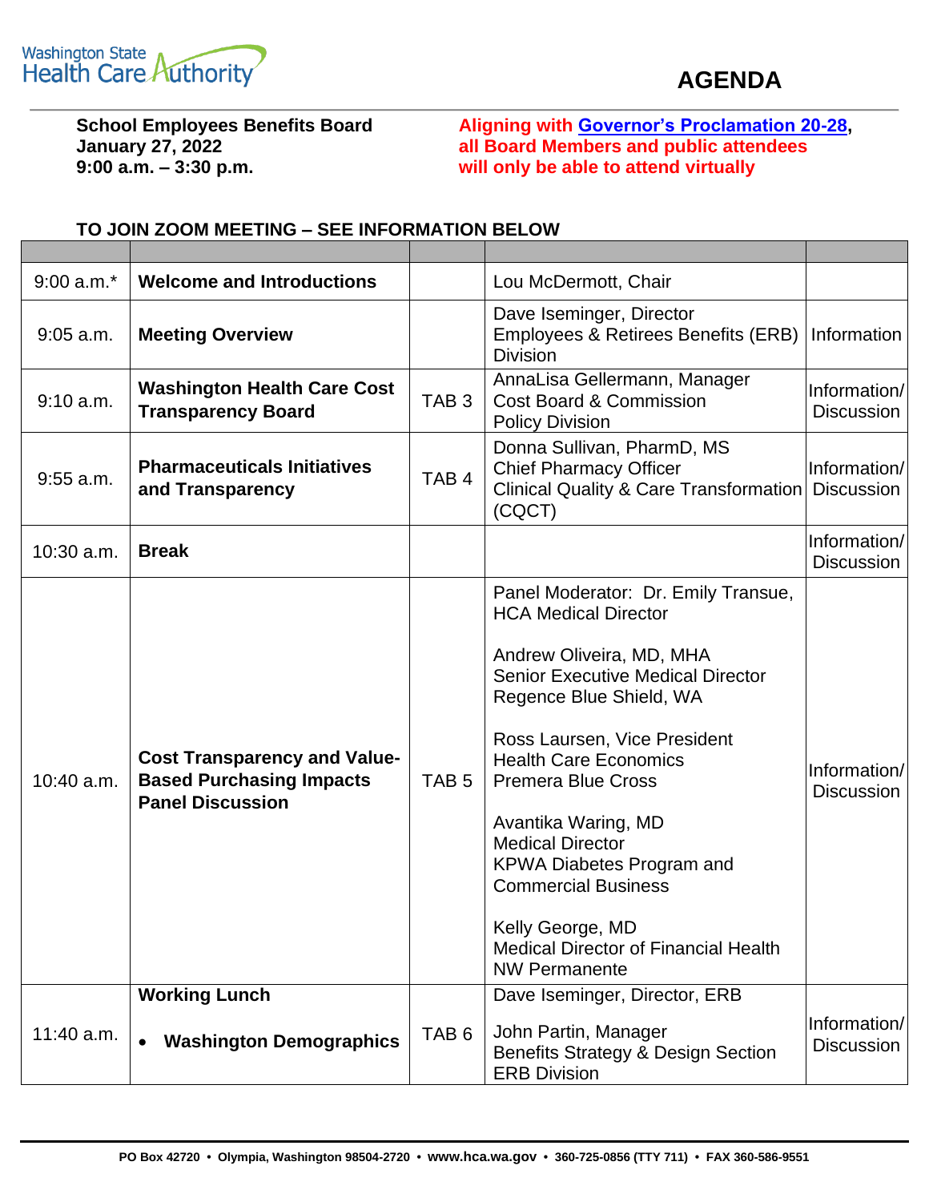Washington State Health Care Authority

# AGENDA

**School Employees Benefits Board**
**January 27, 2022**
**9:00 a.m. – 3:30 p.m.**

**Aligning with Governor's Proclamation 20-28, all Board Members and public attendees will only be able to attend virtually**

**TO JOIN ZOOM MEETING – SEE INFORMATION BELOW**

| | | | | |
|---|---|---|---|---|
| 9:00 a.m.* | **Welcome and Introductions** | | Lou McDermott, Chair | |
| 9:05 a.m. | **Meeting Overview** | | Dave Iseminger, Director<br>Employees & Retirees Benefits (ERB) Division | Information |
| 9:10 a.m. | **Washington Health Care Cost Transparency Board** | TAB 3 | AnnaLisa Gellermann, Manager<br>Cost Board & Commission<br>Policy Division | Information/ Discussion |
| 9:55 a.m. | **Pharmaceuticals Initiatives and Transparency** | TAB 4 | Donna Sullivan, PharmD, MS<br>Chief Pharmacy Officer<br>Clinical Quality & Care Transformation (CQCT) | Information/ Discussion |
| 10:30 a.m. | **Break** | | | Information/ Discussion |
| 10:40 a.m. | **Cost Transparency and Value-Based Purchasing Impacts Panel Discussion** | TAB 5 | Panel Moderator: Dr. Emily Transue, HCA Medical Director<br><br>Andrew Oliveira, MD, MHA<br>Senior Executive Medical Director<br>Regence Blue Shield, WA<br><br>Ross Laursen, Vice President<br>Health Care Economics<br>Premera Blue Cross<br><br>Avantika Waring, MD<br>Medical Director<br>KPWA Diabetes Program and Commercial Business<br><br>Kelly George, MD<br>Medical Director of Financial Health<br>NW Permanente | Information/ Discussion |
| 11:40 a.m. | **Working Lunch**<br>• **Washington Demographics** | TAB 6 | Dave Iseminger, Director, ERB<br><br>John Partin, Manager<br>Benefits Strategy & Design Section<br>ERB Division | Information/ Discussion |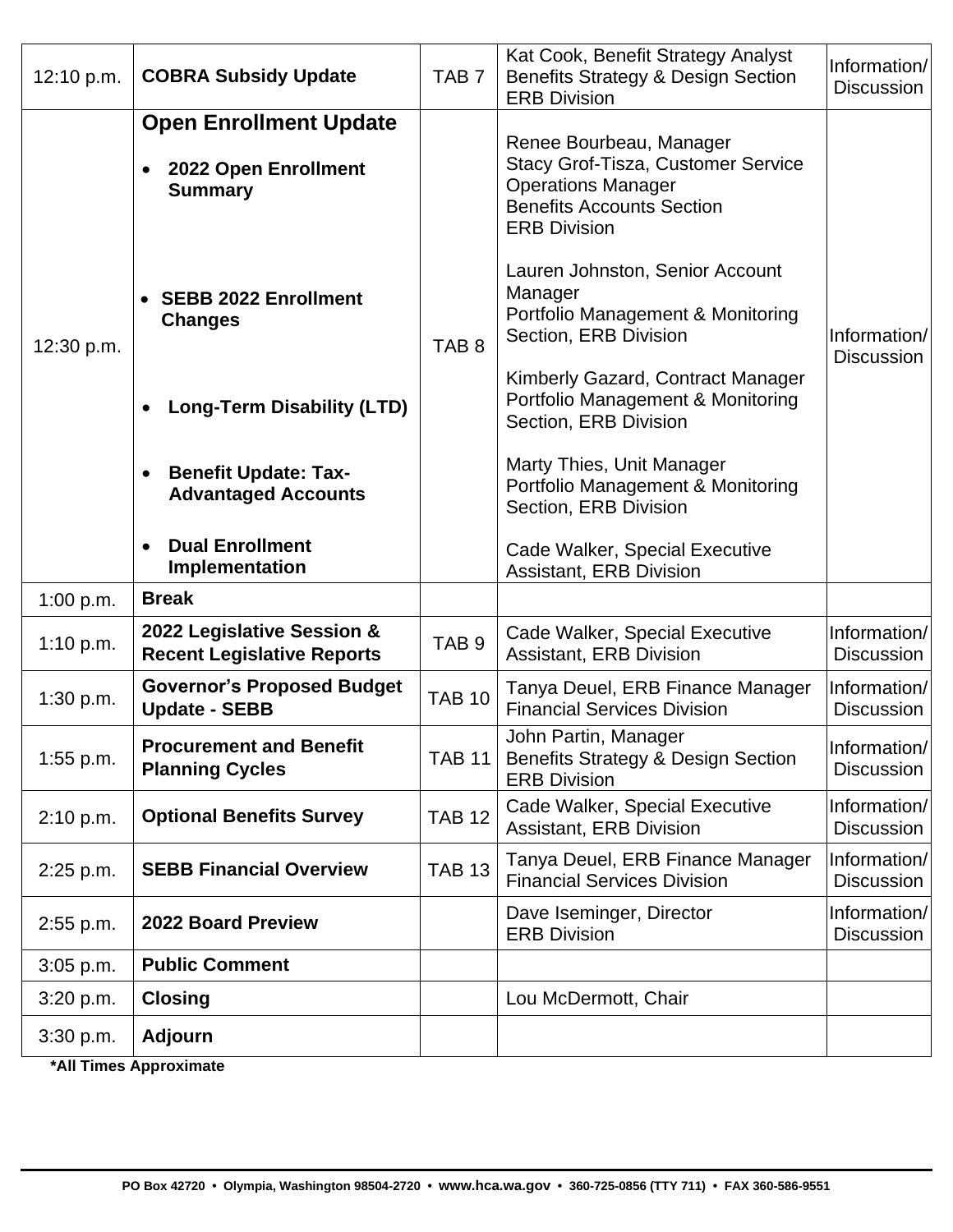| | | | | |
|---|---|---|---|---|
| 12:10 p.m. | **COBRA Subsidy Update** | TAB 7 | Kat Cook, Benefit Strategy Analyst<br>Benefits Strategy & Design Section<br>ERB Division | Information/ Discussion |
| 12:30 p.m. | **Open Enrollment Update**<br>• **2022 Open Enrollment Summary**<br>• **SEBB 2022 Enrollment Changes**<br>• **Long-Term Disability (LTD)**<br>• **Benefit Update: Tax-Advantaged Accounts**<br>• **Dual Enrollment Implementation** | TAB 8 | Renee Bourbeau, Manager<br>Stacy Grof-Tisza, Customer Service Operations Manager<br>Benefits Accounts Section<br>ERB Division<br><br>Lauren Johnston, Senior Account Manager<br>Portfolio Management & Monitoring Section, ERB Division<br><br>Kimberly Gazard, Contract Manager<br>Portfolio Management & Monitoring Section, ERB Division<br><br>Marty Thies, Unit Manager<br>Portfolio Management & Monitoring Section, ERB Division<br><br>Cade Walker, Special Executive Assistant, ERB Division | Information/ Discussion |
| 1:00 p.m. | **Break** | | | |
| 1:10 p.m. | **2022 Legislative Session & Recent Legislative Reports** | TAB 9 | Cade Walker, Special Executive Assistant, ERB Division | Information/ Discussion |
| 1:30 p.m. | **Governor's Proposed Budget Update - SEBB** | TAB 10 | Tanya Deuel, ERB Finance Manager<br>Financial Services Division | Information/ Discussion |
| 1:55 p.m. | **Procurement and Benefit Planning Cycles** | TAB 11 | John Partin, Manager<br>Benefits Strategy & Design Section<br>ERB Division | Information/ Discussion |
| 2:10 p.m. | **Optional Benefits Survey** | TAB 12 | Cade Walker, Special Executive Assistant, ERB Division | Information/ Discussion |
| 2:25 p.m. | **SEBB Financial Overview** | TAB 13 | Tanya Deuel, ERB Finance Manager<br>Financial Services Division | Information/ Discussion |
| 2:55 p.m. | **2022 Board Preview** | | Dave Iseminger, Director<br>ERB Division | Information/ Discussion |
| 3:05 p.m. | **Public Comment** | | | |
| 3:20 p.m. | **Closing** | | Lou McDermott, Chair | |
| 3:30 p.m. | **Adjourn** | | | |

**\*All Times Approximate**

PO Box 42720 • Olympia, Washington 98504-2720 • www.hca.wa.gov • 360-725-0856 (TTY 711) • FAX 360-586-9551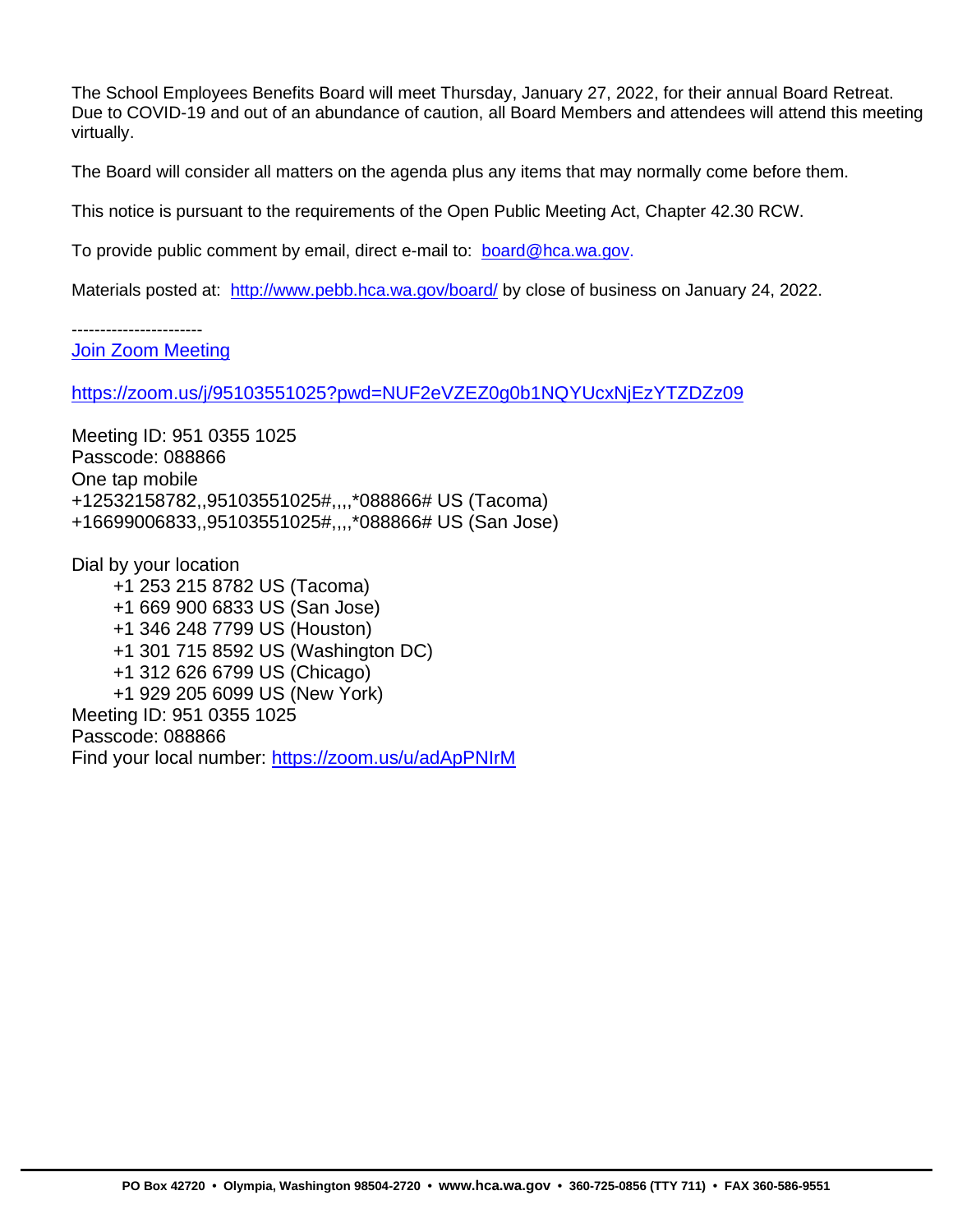The School Employees Benefits Board will meet Thursday, January 27, 2022, for their annual Board Retreat. Due to COVID-19 and out of an abundance of caution, all Board Members and attendees will attend this meeting virtually.

The Board will consider all matters on the agenda plus any items that may normally come before them.

This notice is pursuant to the requirements of the Open Public Meeting Act, Chapter 42.30 RCW.

To provide public comment by email, direct e-mail to: board@hca.wa.gov.

Materials posted at: http://www.pebb.hca.wa.gov/board/ by close of business on January 24, 2022.

----------------------

Join Zoom Meeting

https://zoom.us/j/95103551025?pwd=NUF2eVZEZ0g0b1NQYUcxNjEzYTZDZz09

Meeting ID: 951 0355 1025
Passcode: 088866
One tap mobile
+12532158782,,95103551025#,,,,*088866# US (Tacoma)
+16699006833,,95103551025#,,,,*088866# US (San Jose)

Dial by your location
+1 253 215 8782 US (Tacoma)
+1 669 900 6833 US (San Jose)
+1 346 248 7799 US (Houston)
+1 301 715 8592 US (Washington DC)
+1 312 626 6799 US (Chicago)
+1 929 205 6099 US (New York)
Meeting ID: 951 0355 1025
Passcode: 088866
Find your local number: https://zoom.us/u/adApPNIrM